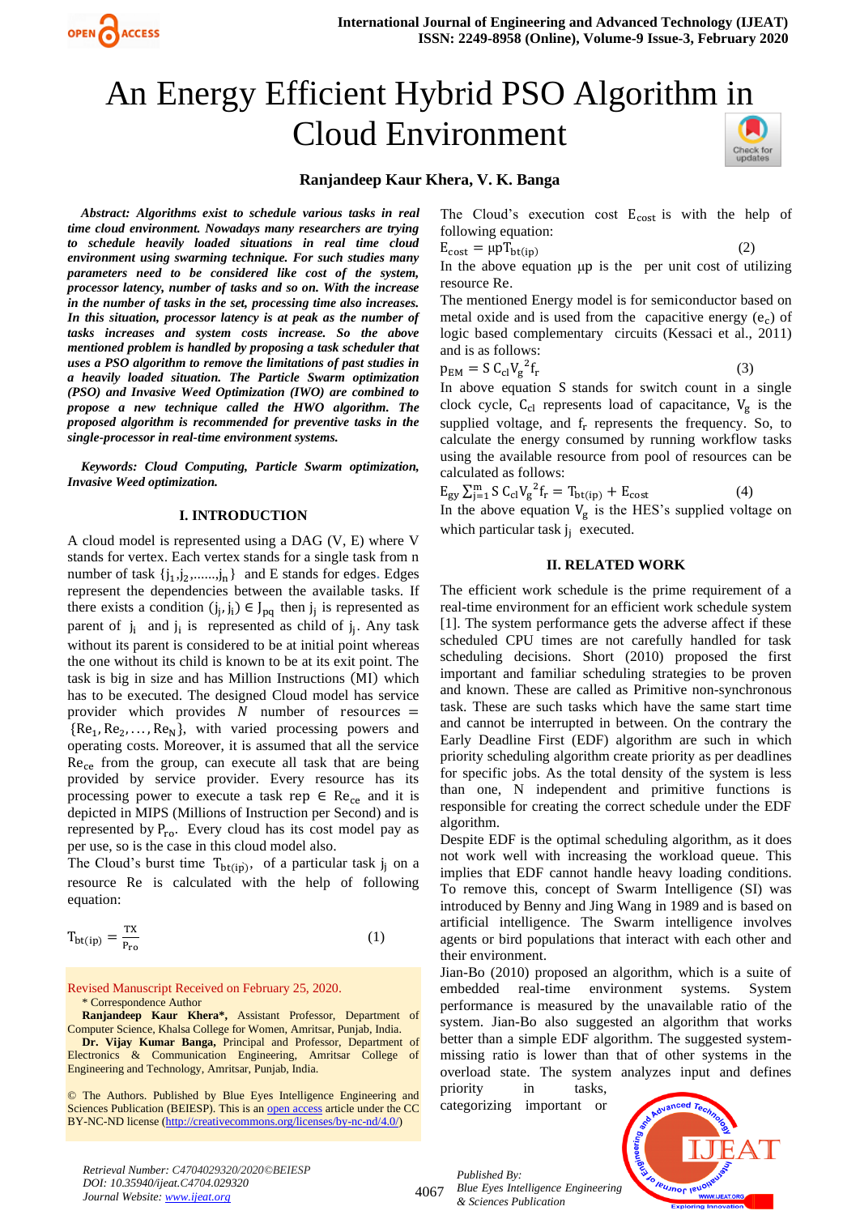# An Energy Efficient Hybrid PSO Algorithm in Cloud Environment

**Ranjandeep Kaur Khera, V. K. Banga**

***Abstract: Algorithms exist to schedule various tasks in real time cloud environment. Nowadays many researchers are trying to schedule heavily loaded situations in real time cloud environment using swarming technique. For such studies many parameters need to be considered like cost of the system, processor latency, number of tasks and so on. With the increase in the number of tasks in the set, processing time also increases. In this situation, processor latency is at peak as the number of tasks increases and system costs increase. So the above mentioned problem is handled by proposing a task scheduler that uses a PSO algorithm to remove the limitations of past studies in a heavily loaded situation. The Particle Swarm optimization (PSO) and Invasive Weed Optimization (IWO) are combined to propose a new technique called the HWO algorithm. The proposed algorithm is recommended for preventive tasks in the single-processor in real-time environment systems.***

***Keywords: Cloud Computing, Particle Swarm optimization, Invasive Weed optimization.***

## I. INTRODUCTION

A cloud model is represented using a DAG (V, E) where V stands for vertex. Each vertex stands for a single task from n number of task $\{j_1,j_2,......,j_n\}$ and E stands for edges. Edges represent the dependencies between the available tasks. If there exists a condition $(j_j, j_i) \in J_{pq}$ then $j_j$ is represented as parent of $j_i$ and $j_i$ is represented as child of $j_j$. Any task without its parent is considered to be at initial point whereas the one without its child is known to be at its exit point. The task is big in size and has Million Instructions (MI) which has to be executed. The designed Cloud model has service provider which provides $N$ number of resources $= \{Re_1, Re_2, \dots, Re_N\}$, with varied processing powers and operating costs. Moreover, it is assumed that all the service $Re_{ce}$ from the group, can execute all task that are being provided by service provider. Every resource has its processing power to execute a task rep $\in Re_{ce}$ and it is depicted in MIPS (Millions of Instruction per Second) and is represented by $P_{ro}$. Every cloud has its cost model pay as per use, so is the case in this cloud model also.

The Cloud's burst time $T_{bt(ip)}$, of a particular task $j_i$ on a resource Re is calculated with the help of following equation:

$$T_{bt(ip)} = \frac{TX}{P_{ro}} \tag{1}$$

The Cloud's execution cost $E_{cost}$ is with the help of following equation:

$$E_{cost} = \mu p T_{bt(ip)} \tag{2}$$

In the above equation μp is the per unit cost of utilizing resource Re.

The mentioned Energy model is for semiconductor based on metal oxide and is used from the capacitive energy ($e_c$) of logic based complementary circuits (Kessaci et al., 2011) and is as follows:

$$p_{EM} = S\, C_{cl} V_g^{\,2} f_r \tag{3}$$

In above equation S stands for switch count in a single clock cycle, $C_{cl}$ represents load of capacitance, $V_g$ is the supplied voltage, and $f_r$ represents the frequency. So, to calculate the energy consumed by running workflow tasks using the available resource from pool of resources can be calculated as follows:

$$E_{gy} \sum_{j=1}^{m} S\, C_{cl} V_g^{\,2} f_r = T_{bt(ip)} + E_{cost} \tag{4}$$

In the above equation $V_g$ is the HES's supplied voltage on which particular task $j_j$ executed.

## II. RELATED WORK

The efficient work schedule is the prime requirement of a real-time environment for an efficient work schedule system [1]. The system performance gets the adverse affect if these scheduled CPU times are not carefully handled for task scheduling decisions. Short (2010) proposed the first important and familiar scheduling strategies to be proven and known. These are called as Primitive non-synchronous task. These are such tasks which have the same start time and cannot be interrupted in between. On the contrary the Early Deadline First (EDF) algorithm are such in which priority scheduling algorithm create priority as per deadlines for specific jobs. As the total density of the system is less than one, N independent and primitive functions is responsible for creating the correct schedule under the EDF algorithm.

Despite EDF is the optimal scheduling algorithm, as it does not work well with increasing the workload queue. This implies that EDF cannot handle heavy loading conditions. To remove this, concept of Swarm Intelligence (SI) was introduced by Benny and Jing Wang in 1989 and is based on artificial intelligence. The Swarm intelligence involves agents or bird populations that interact with each other and their environment.

Jian-Bo (2010) proposed an algorithm, which is a suite of embedded real-time environment systems. System performance is measured by the unavailable ratio of the system. Jian-Bo also suggested an algorithm that works better than a simple EDF algorithm. The suggested system-missing ratio is lower than that of other systems in the overload state. The system analyzes input and defines priority in tasks, categorizing important or

Revised Manuscript Received on February 25, 2020.

\* Correspondence Author

**Ranjandeep Kaur Khera\***, Assistant Professor, Department of Computer Science, Khalsa College for Women, Amritsar, Punjab, India.

**Dr. Vijay Kumar Banga**, Principal and Professor, Department of Electronics & Communication Engineering, Amritsar College of Engineering and Technology, Amritsar, Punjab, India.

© The Authors. Published by Blue Eyes Intelligence Engineering and Sciences Publication (BEIESP). This is an open access article under the CC BY-NC-ND license (http://creativecommons.org/licenses/by-nc-nd/4.0/)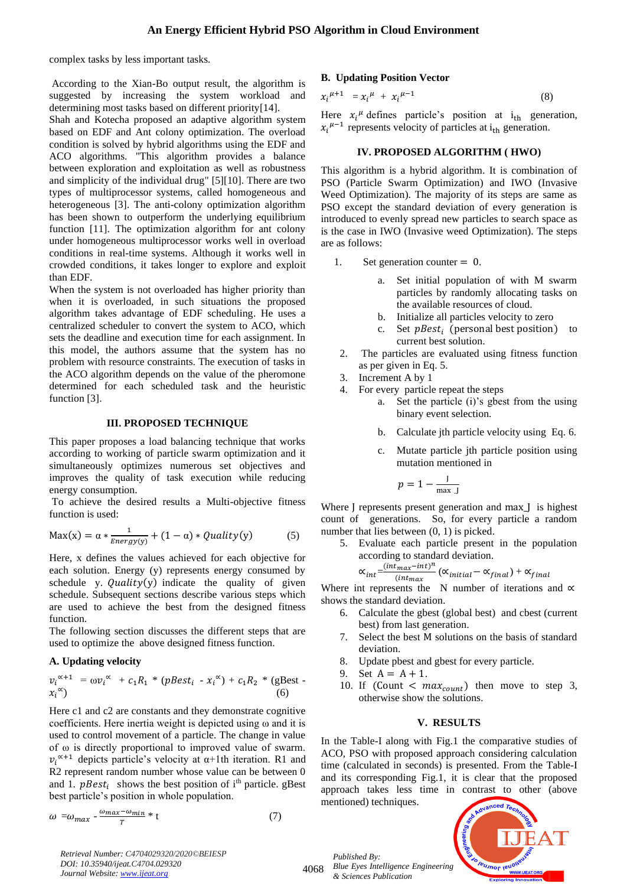complex tasks by less important tasks.

According to the Xian-Bo output result, the algorithm is suggested by increasing the system workload and determining most tasks based on different priority[14].
Shah and Kotecha proposed an adaptive algorithm system based on EDF and Ant colony optimization. The overload condition is solved by hybrid algorithms using the EDF and ACO algorithms. "This algorithm provides a balance between exploration and exploitation as well as robustness and simplicity of the individual drug" [5][10]. There are two types of multiprocessor systems, called homogeneous and heterogeneous [3]. The anti-colony optimization algorithm has been shown to outperform the underlying equilibrium function [11]. The optimization algorithm for ant colony under homogeneous multiprocessor works well in overload conditions in real-time systems. Although it works well in crowded conditions, it takes longer to explore and exploit than EDF.
When the system is not overloaded has higher priority than when it is overloaded, in such situations the proposed algorithm takes advantage of EDF scheduling. He uses a centralized scheduler to convert the system to ACO, which sets the deadline and execution time for each assignment. In this model, the authors assume that the system has no problem with resource constraints. The execution of tasks in the ACO algorithm depends on the value of the pheromone determined for each scheduled task and the heuristic function [3].

## III. PROPOSED TECHNIQUE

This paper proposes a load balancing technique that works according to working of particle swarm optimization and it simultaneously optimizes numerous set objectives and improves the quality of task execution while reducing energy consumption.
To achieve the desired results a Multi-objective fitness function is used:

$$\text{Max}(x) = \alpha * \frac{1}{Energy(y)} + (1 - \alpha) * Quality(y) \quad (5)$$

Here, x defines the values achieved for each objective for each solution. Energy (y) represents energy consumed by schedule y. $Quality(y)$ indicate the quality of given schedule. Subsequent sections describe various steps which are used to achieve the best from the designed fitness function.
The following section discusses the different steps that are used to optimize the above designed fitness function.

### A. Updating velocity

$$v_i^{\propto+1} = \omega v_i^{\propto} + c_1 R_1 * (pBest_i - x_i^{\propto}) + c_1 R_2 * (\text{gBest} - x_i^{\propto}) \quad (6)$$

Here c1 and c2 are constants and they demonstrate cognitive coefficients. Here inertia weight is depicted using ω and it is used to control movement of a particle. The change in value of ω is directly proportional to improved value of swarm. $v_i^{\propto+1}$ depicts particle's velocity at α+1th iteration. R1 and R2 represent random number whose value can be between 0 and 1. $pBest_i$ shows the best position of i[th] particle. gBest best particle's position in whole population.

$$\omega = \omega_{max} - \frac{\omega_{max} - \omega_{min}}{T} * t \quad (7)$$

### B. Updating Position Vector

$$x_i^{\mu+1} = x_i^{\mu} + x_i^{\mu-1} \quad (8)$$

Here $x_i^{\mu}$ defines particle's position at $i_{th}$ generation, $x_i^{\mu-1}$ represents velocity of particles at $i_{th}$ generation.

## IV. PROPOSED ALGORITHM ( HWO)

This algorithm is a hybrid algorithm. It is combination of PSO (Particle Swarm Optimization) and IWO (Invasive Weed Optimization). The majority of its steps are same as PSO except the standard deviation of every generation is introduced to evenly spread new particles to search space as is the case in IWO (Invasive weed Optimization). The steps are as follows:

1. Set generation counter = 0.
   a. Set initial population of with M swarm particles by randomly allocating tasks on the available resources of cloud.
   b. Initialize all particles velocity to zero
   c. Set $pBest_i$ (personal best position) to current best solution.
2. The particles are evaluated using fitness function as per given in Eq. 5.
3. Increment A by 1
4. For every particle repeat the steps
   a. Set the particle (i)'s gbest from the using binary event selection.
   b. Calculate jth particle velocity using Eq. 6.
   c. Mutate particle jth particle position using mutation mentioned in

$$p = 1 - \frac{\text{J}}{\text{max\_J}}$$

Where J represents present generation and max_J is highest count of generations. So, for every particle a random number that lies between (0, 1) is picked.

5. Evaluate each particle present in the population according to standard deviation.

$$\propto_{int} = \frac{(int_{max} - int)^n}{(int_{max}} (\propto_{initial} - \propto_{final}) + \propto_{final}$$

Where int represents the N number of iterations and ∝ shows the standard deviation.

6. Calculate the gbest (global best) and cbest (current best) from last generation.
7. Select the best M solutions on the basis of standard deviation.
8. Update pbest and gbest for every particle.
9. Set A = A + 1.
10. If (Count < $max_{count}$) then move to step 3, otherwise show the solutions.

## V. RESULTS

In the Table-I along with Fig.1 the comparative studies of ACO, PSO with proposed approach considering calculation time (calculated in seconds) is presented. From the Table-I and its corresponding Fig.1, it is clear that the proposed approach takes less time in contrast to other (above mentioned) techniques.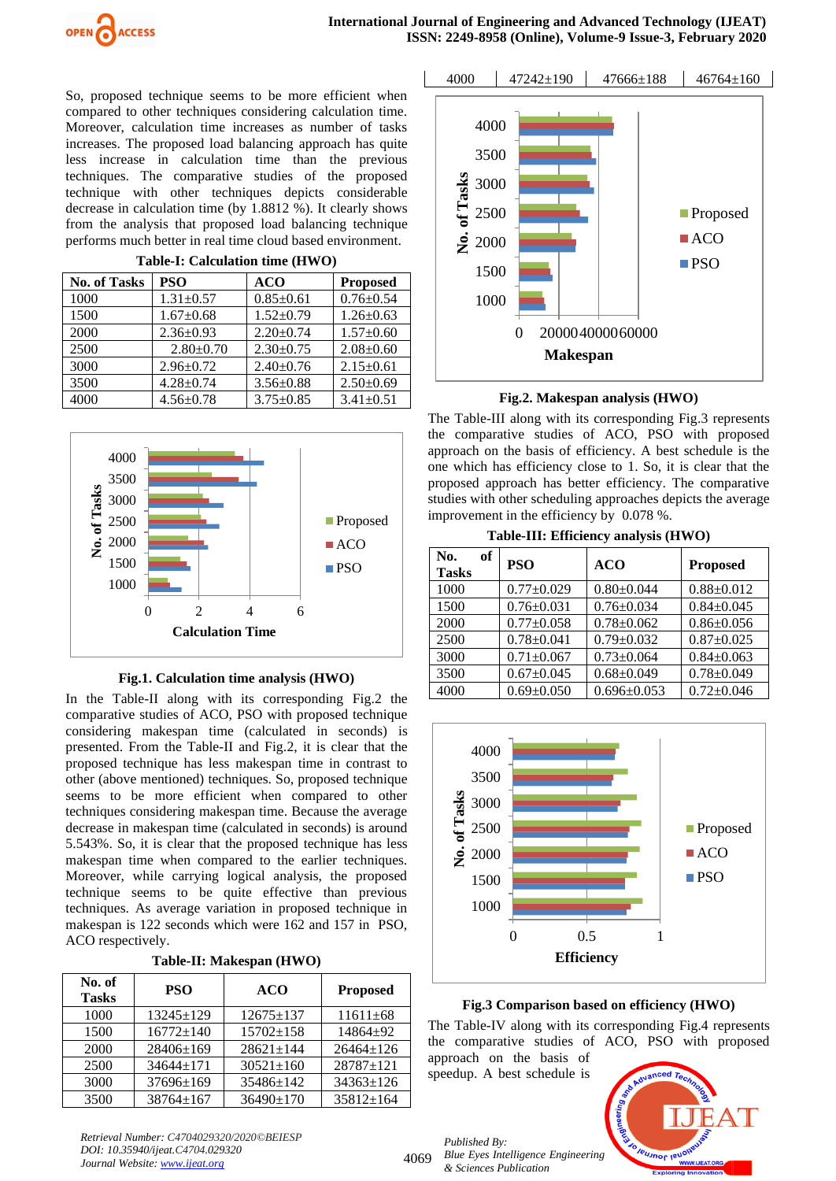So, proposed technique seems to be more efficient when compared to other techniques considering calculation time. Moreover, calculation time increases as number of tasks increases. The proposed load balancing approach has quite less increase in calculation time than the previous techniques. The comparative studies of the proposed technique with other techniques depicts considerable decrease in calculation time (by 1.8812 %). It clearly shows from the analysis that proposed load balancing approach performs much better in real time cloud based environment.

**Table-I: Calculation time (HWO)**

| No. of Tasks | PSO | ACO | Proposed |
|---|---|---|---|
| 1000 | 1.31±0.57 | 0.85±0.61 | 0.76±0.54 |
| 1500 | 1.67±0.68 | 1.52±0.79 | 1.26±0.63 |
| 2000 | 2.36±0.93 | 2.20±0.74 | 1.57±0.60 |
| 2500 | 2.80±0.70 | 2.30±0.75 | 2.08±0.60 |
| 3000 | 2.96±0.72 | 2.40±0.76 | 2.15±0.61 |
| 3500 | 4.28±0.74 | 3.56±0.88 | 2.50±0.69 |
| 4000 | 4.56±0.78 | 3.75±0.85 | 3.41±0.51 |

**Fig.1. Calculation time analysis (HWO)**

In the Table-II along with its corresponding Fig.2 the comparative studies of ACO, PSO with proposed technique considering makespan time (calculated in seconds) is presented. From the Table-II and Fig.2, it is clear that the proposed technique has less makespan time in contrast to other (above mentioned) techniques. So, proposed technique seems to be more efficient when compared to other techniques considering makespan time. Because the average decrease in makespan time (calculated in seconds) is around 5.543%. So, it is clear that the proposed technique has less makespan time when compared to the earlier techniques. Moreover, while carrying logical analysis, the proposed technique seems to be quite effective than previous techniques. As average variation in proposed technique in makespan is 122 seconds which were 162 and 157 in PSO, ACO respectively.

**Table-II: Makespan (HWO)**

| No. of Tasks | PSO | ACO | Proposed |
|---|---|---|---|
| 1000 | 13245±129 | 12675±137 | 11611±68 |
| 1500 | 16772±140 | 15702±158 | 14864±92 |
| 2000 | 28406±169 | 28621±144 | 26464±126 |
| 2500 | 34644±171 | 30521±160 | 28787±121 |
| 3000 | 37696±169 | 35486±142 | 34363±126 |
| 3500 | 38764±167 | 36490±170 | 35812±164 |
| 4000 | 47242±190 | 47666±188 | 46764±160 |

**Fig.2. Makespan analysis (HWO)**

The Table-III along with its corresponding Fig.3 represents the comparative studies of ACO, PSO with proposed approach on the basis of efficiency. A best schedule is the one which has efficiency close to 1. So, it is clear that the proposed approach has better efficiency. The comparative studies with other scheduling approaches depicts the average improvement in the efficiency by 0.078 %.

**Table-III: Efficiency analysis (HWO)**

| No. of Tasks | PSO | ACO | Proposed |
|---|---|---|---|
| 1000 | 0.77±0.029 | 0.80±0.044 | 0.88±0.012 |
| 1500 | 0.76±0.031 | 0.76±0.034 | 0.84±0.045 |
| 2000 | 0.77±0.058 | 0.78±0.062 | 0.86±0.056 |
| 2500 | 0.78±0.041 | 0.79±0.032 | 0.87±0.025 |
| 3000 | 0.71±0.067 | 0.73±0.064 | 0.84±0.063 |
| 3500 | 0.67±0.045 | 0.68±0.049 | 0.78±0.049 |
| 4000 | 0.69±0.050 | 0.696±0.053 | 0.72±0.046 |

**Fig.3 Comparison based on efficiency (HWO)**

The Table-IV along with its corresponding Fig.4 represents the comparative studies of ACO, PSO with proposed approach on the basis of speedup. A best schedule is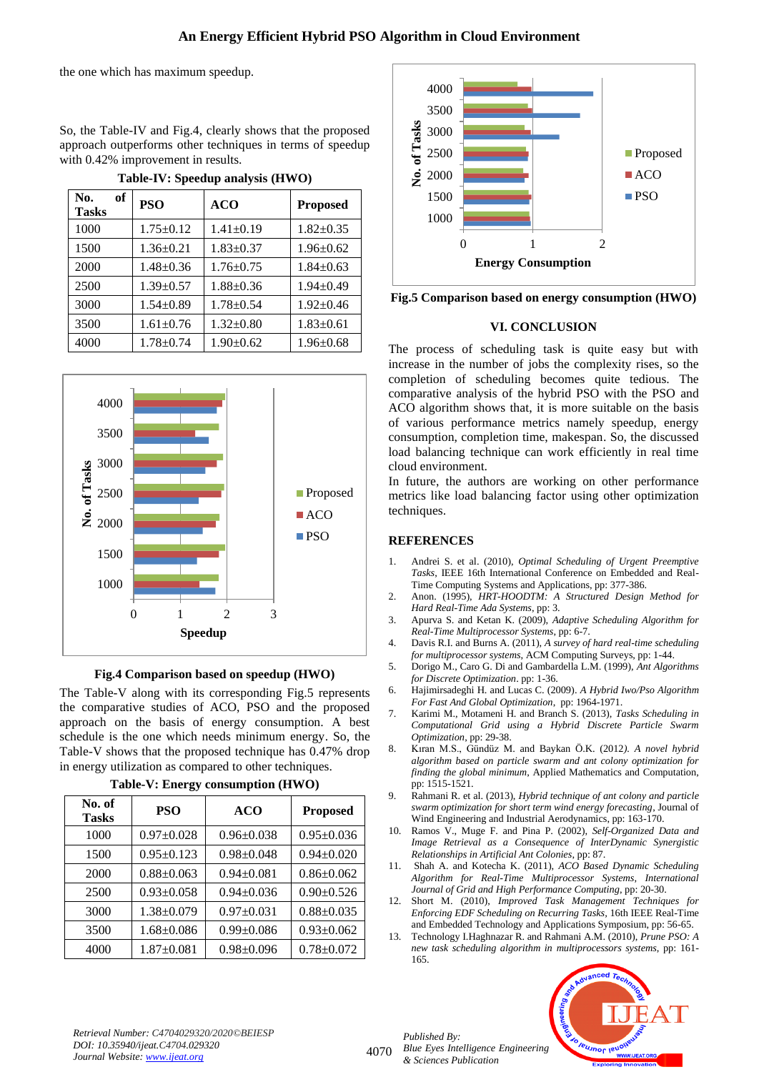the one which has maximum speedup.

So, the Table-IV and Fig.4, clearly shows that the proposed approach outperforms other techniques in terms of speedup with 0.42% improvement in results.

**Table-IV: Speedup analysis (HWO)**

| No. of Tasks | PSO | ACO | Proposed |
|---|---|---|---|
| 1000 | 1.75±0.12 | 1.41±0.19 | 1.82±0.35 |
| 1500 | 1.36±0.21 | 1.83±0.37 | 1.96±0.62 |
| 2000 | 1.48±0.36 | 1.76±0.75 | 1.84±0.63 |
| 2500 | 1.39±0.57 | 1.88±0.36 | 1.94±0.49 |
| 3000 | 1.54±0.89 | 1.78±0.54 | 1.92±0.46 |
| 3500 | 1.61±0.76 | 1.32±0.80 | 1.83±0.61 |
| 4000 | 1.78±0.74 | 1.90±0.62 | 1.96±0.68 |

**Fig.4 Comparison based on speedup (HWO)**

The Table-V along with its corresponding Fig.5 represents the comparative studies of ACO, PSO and the proposed approach on the basis of energy consumption. A best schedule is the one which needs minimum energy. So, the Table-V shows that the proposed technique has 0.47% drop in energy utilization as compared to other techniques.

**Table-V: Energy consumption (HWO)**

| No. of Tasks | PSO | ACO | Proposed |
|---|---|---|---|
| 1000 | 0.97±0.028 | 0.96±0.038 | 0.95±0.036 |
| 1500 | 0.95±0.123 | 0.98±0.048 | 0.94±0.020 |
| 2000 | 0.88±0.063 | 0.94±0.081 | 0.86±0.062 |
| 2500 | 0.93±0.058 | 0.94±0.036 | 0.90±0.526 |
| 3000 | 1.38±0.079 | 0.97±0.031 | 0.88±0.035 |
| 3500 | 1.68±0.086 | 0.99±0.086 | 0.93±0.062 |
| 4000 | 1.87±0.081 | 0.98±0.096 | 0.78±0.072 |

**Fig.5 Comparison based on energy consumption (HWO)**

## VI. CONCLUSION

The process of scheduling task is quite easy but with increase in the number of jobs the complexity rises, so the completion of scheduling becomes quite tedious. The comparative analysis of the hybrid PSO with the PSO and ACO algorithm shows that, it is more suitable on the basis of various performance metrics namely speedup, energy consumption, completion time, makespan. So, the discussed load balancing technique can work efficiently in real time cloud environment.

In future, the authors are working on other performance metrics like load balancing factor using other optimization techniques.

## REFERENCES

1. Andrei S. et al. (2010), *Optimal Scheduling of Urgent Preemptive Tasks*, IEEE 16th International Conference on Embedded and Real-Time Computing Systems and Applications, pp: 377-386.
2. Anon. (1995), *HRT-HOODTM: A Structured Design Method for Hard Real-Time Ada Systems*, pp: 3.
3. Apurva S. and Ketan K. (2009), *Adaptive Scheduling Algorithm for Real-Time Multiprocessor Systems*, pp: 6-7.
4. Davis R.I. and Burns A. (2011), *A survey of hard real-time scheduling for multiprocessor systems*, ACM Computing Surveys, pp: 1-44.
5. Dorigo M., Caro G. Di and Gambardella L.M. (1999), *Ant Algorithms for Discrete Optimization*. pp: 1-36.
6. Hajimirsadeghi H. and Lucas C. (2009). *A Hybrid Iwo/Pso Algorithm For Fast And Global Optimization*, pp: 1964-1971.
7. Karimi M., Motameni H. and Branch S. (2013), *Tasks Scheduling in Computational Grid using a Hybrid Discrete Particle Swarm Optimization*, pp: 29-38.
8. Kıran M.S., Gündüz M. and Baykan Ö.K. (2012). *A novel hybrid algorithm based on particle swarm and ant colony optimization for finding the global minimum*, Applied Mathematics and Computation, pp: 1515-1521.
9. Rahmani R. et al. (2013), *Hybrid technique of ant colony and particle swarm optimization for short term wind energy forecasting*, Journal of Wind Engineering and Industrial Aerodynamics, pp: 163-170.
10. Ramos V., Muge F. and Pina P. (2002), *Self-Organized Data and Image Retrieval as a Consequence of InterDynamic Synergistic Relationships in Artificial Ant Colonies*, pp: 87.
11. Shah A. and Kotecha K. (2011), *ACO Based Dynamic Scheduling Algorithm for Real-Time Multiprocessor Systems, International Journal of Grid and High Performance Computing*, pp: 20-30.
12. Short M. (2010), *Improved Task Management Techniques for Enforcing EDF Scheduling on Recurring Tasks*, 16th IEEE Real-Time and Embedded Technology and Applications Symposium, pp: 56-65.
13. Technology I.Haghnazar R. and Rahmani A.M. (2010), *Prune PSO: A new task scheduling algorithm in multiprocessors systems*, pp: 161-165.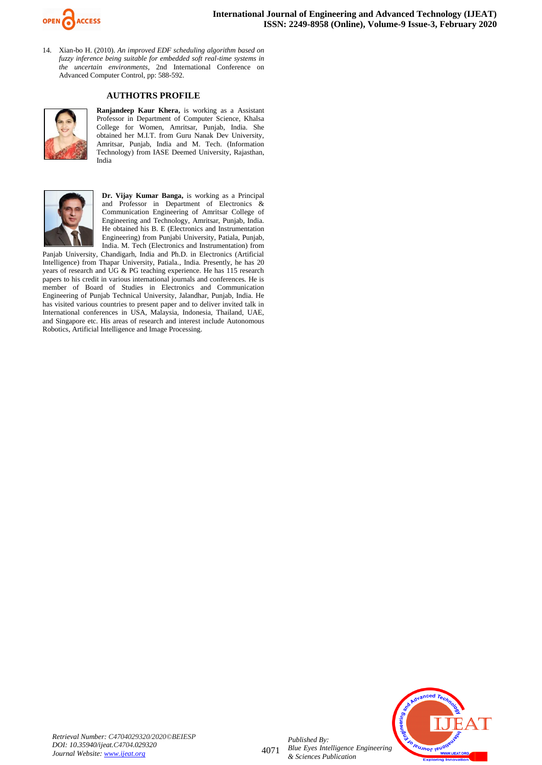14. Xian-bo H. (2010). *An improved EDF scheduling algorithm based on fuzzy inference being suitable for embedded soft real-time systems in the uncertain environments,* 2nd International Conference on Advanced Computer Control, pp: 588-592.

## AUTHOTRS PROFILE

**Ranjandeep Kaur Khera,** is working as a Assistant Professor in Department of Computer Science, Khalsa College for Women, Amritsar, Punjab, India. She obtained her M.I.T. from Guru Nanak Dev University, Amritsar, Punjab, India and M. Tech. (Information Technology) from IASE Deemed University, Rajasthan, India

**Dr. Vijay Kumar Banga,** is working as a Principal and Professor in Department of Electronics & Communication Engineering of Amritsar College of Engineering and Technology, Amritsar, Punjab, India. He obtained his B. E (Electronics and Instrumentation Engineering) from Punjabi University, Patiala, Punjab, India. M. Tech (Electronics and Instrumentation) from Panjab University, Chandigarh, India and Ph.D. in Electronics (Artificial Intelligence) from Thapar University, Patiala., India. Presently, he has 20 years of research and UG & PG teaching experience. He has 115 research papers to his credit in various international journals and conferences. He is member of Board of Studies in Electronics and Communication Engineering of Punjab Technical University, Jalandhar, Punjab, India. He has visited various countries to present paper and to deliver invited talk in International conferences in USA, Malaysia, Indonesia, Thailand, UAE, and Singapore etc. His areas of research and interest include Autonomous Robotics, Artificial Intelligence and Image Processing.